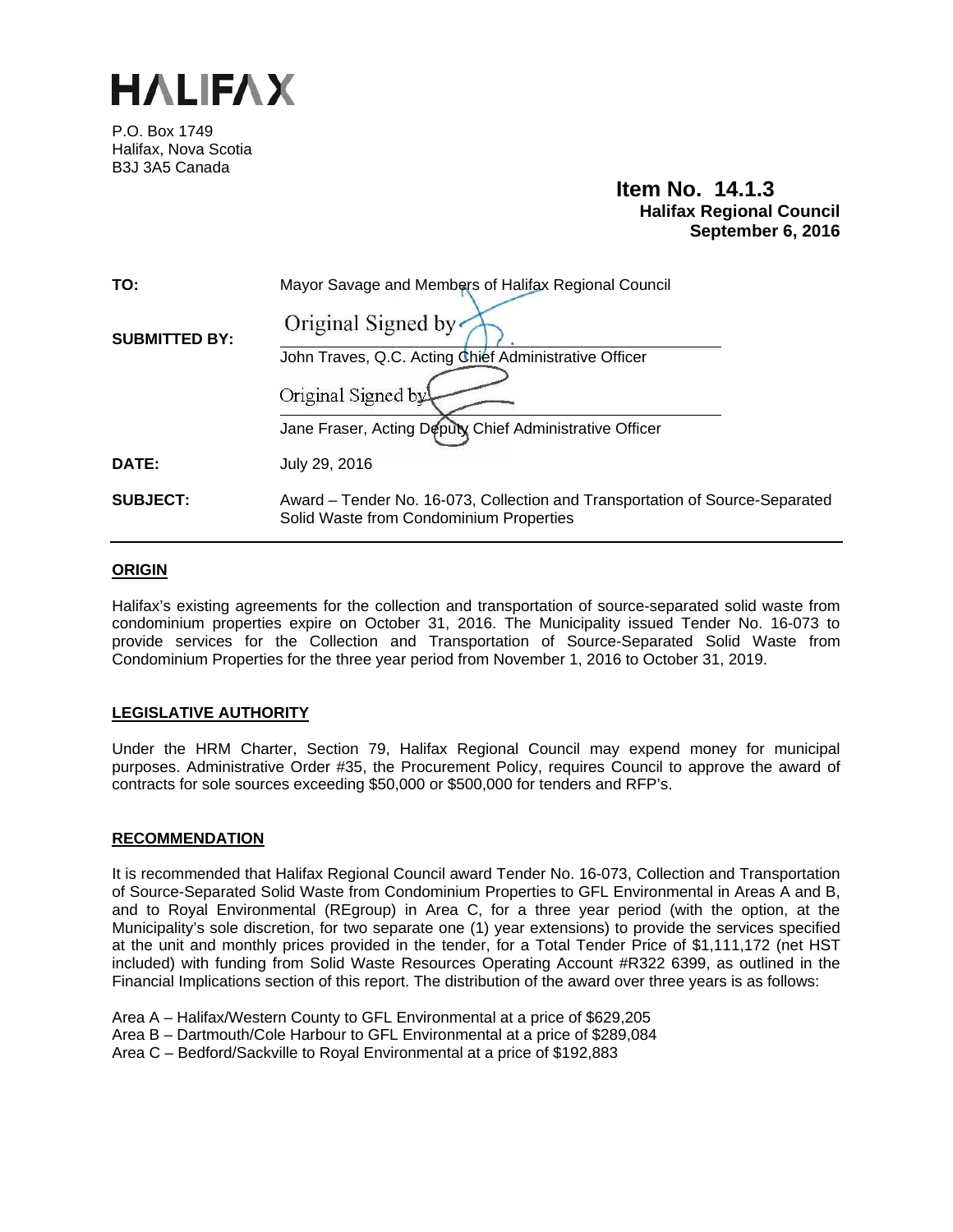# HALIFAX

P.O. Box 1749
Halifax, Nova Scotia
B3J 3A5 Canada

**Item No. 14.1.3**
**Halifax Regional Council**
**September 6, 2016**

| | |
|---|---|
| **TO:** | Mayor Savage and Members of Halifax Regional Council |
| **SUBMITTED BY:** | Original Signed by<br>John Traves, Q.C. Acting Chief Administrative Officer<br>Original Signed by<br>Jane Fraser, Acting Deputy Chief Administrative Officer |
| **DATE:** | July 29, 2016 |
| **SUBJECT:** | Award – Tender No. 16-073, Collection and Transportation of Source-Separated Solid Waste from Condominium Properties |

## ORIGIN

Halifax's existing agreements for the collection and transportation of source-separated solid waste from condominium properties expire on October 31, 2016. The Municipality issued Tender No. 16-073 to provide services for the Collection and Transportation of Source-Separated Solid Waste from Condominium Properties for the three year period from November 1, 2016 to October 31, 2019.

## LEGISLATIVE AUTHORITY

Under the HRM Charter, Section 79, Halifax Regional Council may expend money for municipal purposes. Administrative Order #35, the Procurement Policy, requires Council to approve the award of contracts for sole sources exceeding $50,000 or $500,000 for tenders and RFP's.

## RECOMMENDATION

It is recommended that Halifax Regional Council award Tender No. 16-073, Collection and Transportation of Source-Separated Solid Waste from Condominium Properties to GFL Environmental in Areas A and B, and to Royal Environmental (REgroup) in Area C, for a three year period (with the option, at the Municipality's sole discretion, for two separate one (1) year extensions) to provide the services specified at the unit and monthly prices provided in the tender, for a Total Tender Price of $1,111,172 (net HST included) with funding from Solid Waste Resources Operating Account #R322 6399, as outlined in the Financial Implications section of this report. The distribution of the award over three years is as follows:

Area A – Halifax/Western County to GFL Environmental at a price of $629,205
Area B – Dartmouth/Cole Harbour to GFL Environmental at a price of $289,084
Area C – Bedford/Sackville to Royal Environmental at a price of $192,883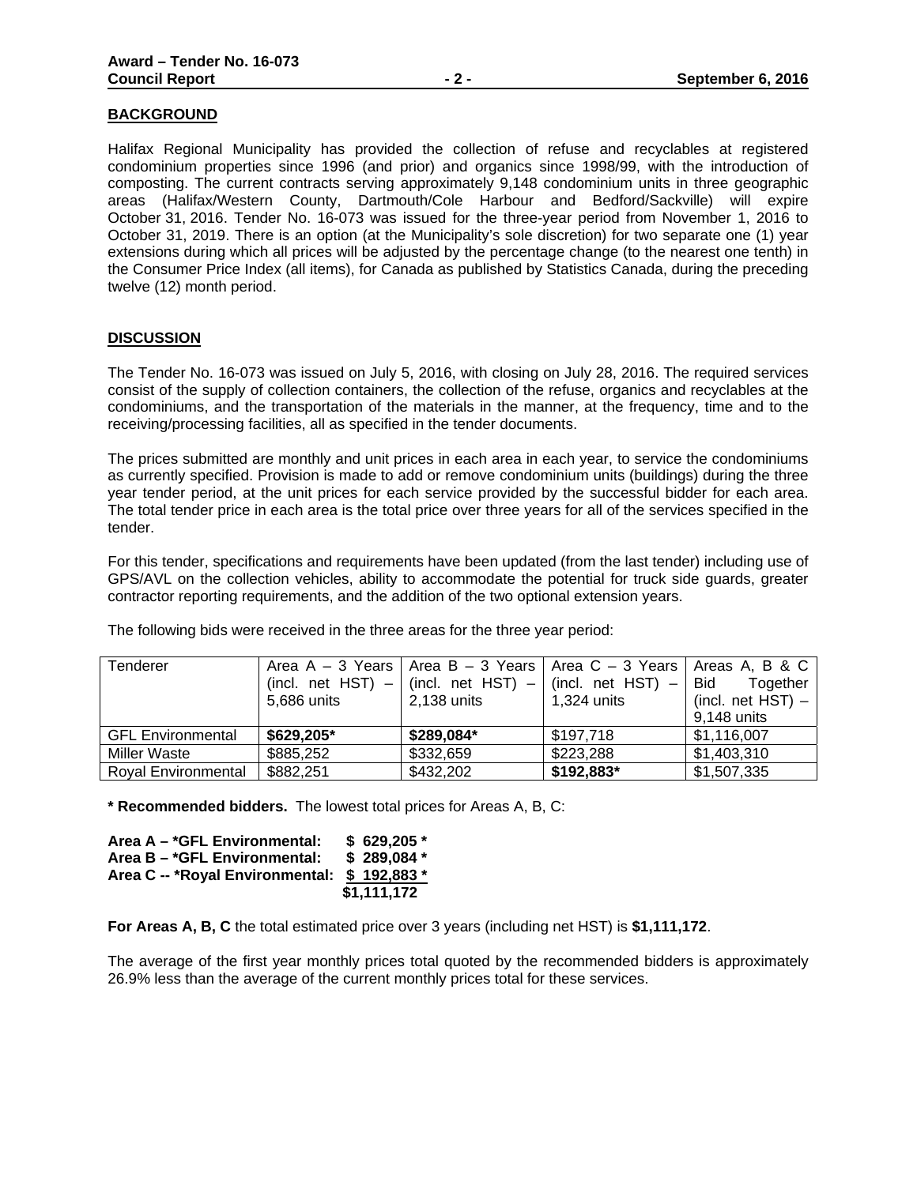## BACKGROUND

Halifax Regional Municipality has provided the collection of refuse and recyclables at registered condominium properties since 1996 (and prior) and organics since 1998/99, with the introduction of composting. The current contracts serving approximately 9,148 condominium units in three geographic areas (Halifax/Western County, Dartmouth/Cole Harbour and Bedford/Sackville) will expire October 31, 2016. Tender No. 16-073 was issued for the three-year period from November 1, 2016 to October 31, 2019. There is an option (at the Municipality's sole discretion) for two separate one (1) year extensions during which all prices will be adjusted by the percentage change (to the nearest one tenth) in the Consumer Price Index (all items), for Canada as published by Statistics Canada, during the preceding twelve (12) month period.

## DISCUSSION

The Tender No. 16-073 was issued on July 5, 2016, with closing on July 28, 2016. The required services consist of the supply of collection containers, the collection of the refuse, organics and recyclables at the condominiums, and the transportation of the materials in the manner, at the frequency, time and to the receiving/processing facilities, all as specified in the tender documents.

The prices submitted are monthly and unit prices in each area in each year, to service the condominiums as currently specified. Provision is made to add or remove condominium units (buildings) during the three year tender period, at the unit prices for each service provided by the successful bidder for each area. The total tender price in each area is the total price over three years for all of the services specified in the tender.

For this tender, specifications and requirements have been updated (from the last tender) including use of GPS/AVL on the collection vehicles, ability to accommodate the potential for truck side guards, greater contractor reporting requirements, and the addition of the two optional extension years.

The following bids were received in the three areas for the three year period:

| Tenderer | Area A – 3 Years (incl. net HST) – 5,686 units | Area B – 3 Years (incl. net HST) – 2,138 units | Area C – 3 Years (incl. net HST) – 1,324 units | Areas A, B & C Bid Together (incl. net HST) – 9,148 units |
|---|---|---|---|---|
| GFL Environmental | **$629,205*** | **$289,084*** | $197,718 | $1,116,007 |
| Miller Waste | $885,252 | $332,659 | $223,288 | $1,403,310 |
| Royal Environmental | $882,251 | $432,202 | **$192,883*** | $1,507,335 |

**\* Recommended bidders.** The lowest total prices for Areas A, B, C:

**Area A – \*GFL Environmental: $ 629,205 \***
**Area B – \*GFL Environmental: $ 289,084 \***
**Area C -- \*Royal Environmental: $ 192,883 \***
**$1,111,172**

**For Areas A, B, C** the total estimated price over 3 years (including net HST) is **$1,111,172**.

The average of the first year monthly prices total quoted by the recommended bidders is approximately 26.9% less than the average of the current monthly prices total for these services.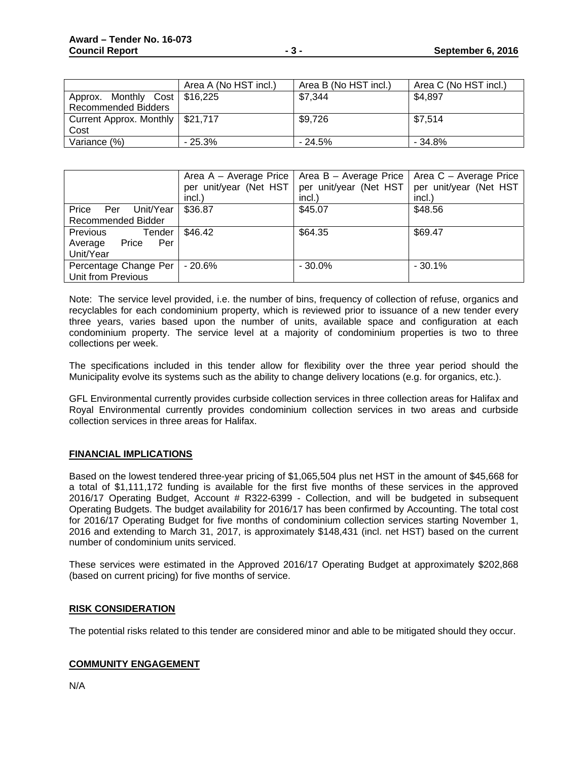| | Area A (No HST incl.) | Area B (No HST incl.) | Area C (No HST incl.) |
|---|---|---|---|
| Approx. Monthly Cost Recommended Bidders | $16,225 | $7,344 | $4,897 |
| Current Approx. Monthly Cost | $21,717 | $9,726 | $7,514 |
| Variance (%) | - 25.3% | - 24.5% | - 34.8% |

| | Area A – Average Price per unit/year (Net HST incl.) | Area B – Average Price per unit/year (Net HST incl.) | Area C – Average Price per unit/year (Net HST incl.) |
|---|---|---|---|
| Price Per Unit/Year Recommended Bidder | $36.87 | $45.07 | $48.56 |
| Previous Tender Average Price Per Unit/Year | $46.42 | $64.35 | $69.47 |
| Percentage Change Per Unit from Previous | - 20.6% | - 30.0% | - 30.1% |

Note: The service level provided, i.e. the number of bins, frequency of collection of refuse, organics and recyclables for each condominium property, which is reviewed prior to issuance of a new tender every three years, varies based upon the number of units, available space and configuration at each condominium property. The service level at a majority of condominium properties is two to three collections per week.

The specifications included in this tender allow for flexibility over the three year period should the Municipality evolve its systems such as the ability to change delivery locations (e.g. for organics, etc.).

GFL Environmental currently provides curbside collection services in three collection areas for Halifax and Royal Environmental currently provides condominium collection services in two areas and curbside collection services in three areas for Halifax.

## FINANCIAL IMPLICATIONS

Based on the lowest tendered three-year pricing of $1,065,504 plus net HST in the amount of $45,668 for a total of $1,111,172 funding is available for the first five months of these services in the approved 2016/17 Operating Budget, Account # R322-6399 - Collection, and will be budgeted in subsequent Operating Budgets. The budget availability for 2016/17 has been confirmed by Accounting. The total cost for 2016/17 Operating Budget for five months of condominium collection services starting November 1, 2016 and extending to March 31, 2017, is approximately $148,431 (incl. net HST) based on the current number of condominium units serviced.

These services were estimated in the Approved 2016/17 Operating Budget at approximately $202,868 (based on current pricing) for five months of service.

## RISK CONSIDERATION

The potential risks related to this tender are considered minor and able to be mitigated should they occur.

## COMMUNITY ENGAGEMENT

N/A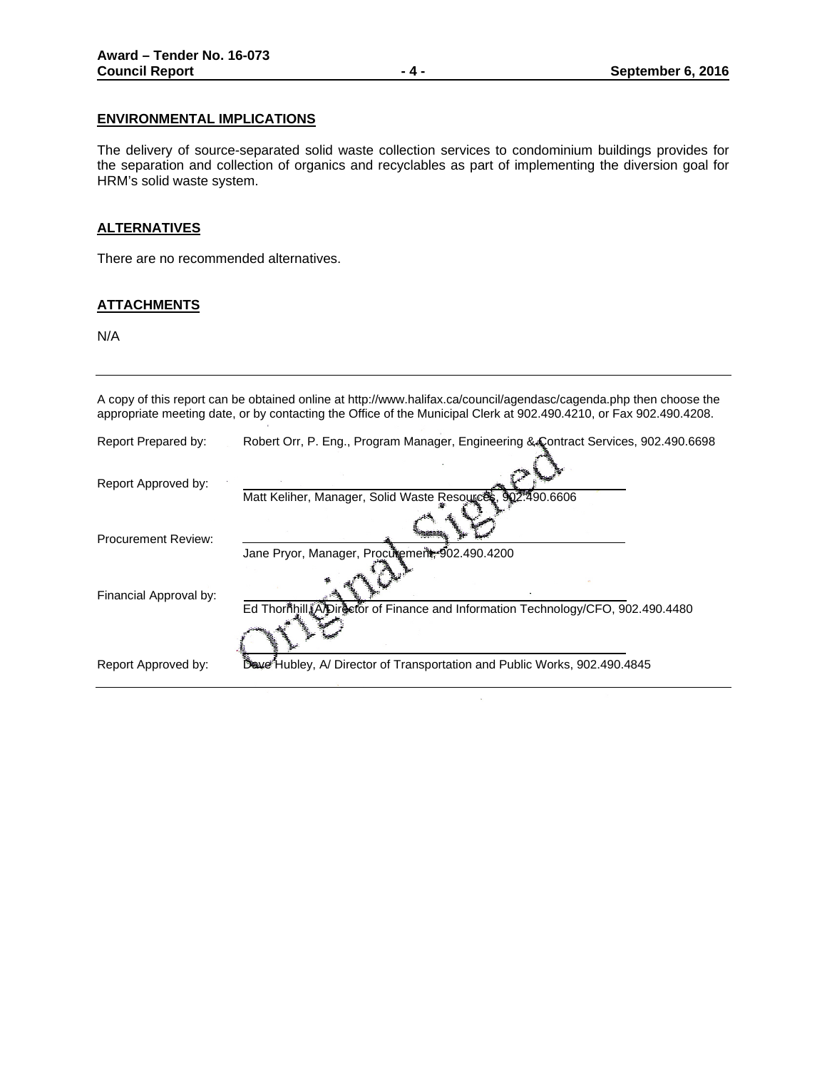## ENVIRONMENTAL IMPLICATIONS

The delivery of source-separated solid waste collection services to condominium buildings provides for the separation and collection of organics and recyclables as part of implementing the diversion goal for HRM's solid waste system.

## ALTERNATIVES

There are no recommended alternatives.

## ATTACHMENTS

N/A

---

A copy of this report can be obtained online at http://www.halifax.ca/council/agendasc/cagenda.php then choose the appropriate meeting date, or by contacting the Office of the Municipal Clerk at 902.490.4210, or Fax 902.490.4208.

Report Prepared by: Robert Orr, P. Eng., Program Manager, Engineering & Contract Services, 902.490.6698

Report Approved by: Matt Keliher, Manager, Solid Waste Resources, 902.490.6606

Procurement Review: Jane Pryor, Manager, Procurement, 902.490.4200

Financial Approval by: Ed Thornhill, A/Director of Finance and Information Technology/CFO, 902.490.4480

Report Approved by: Dave Hubley, A/ Director of Transportation and Public Works, 902.490.4845

Original Signed